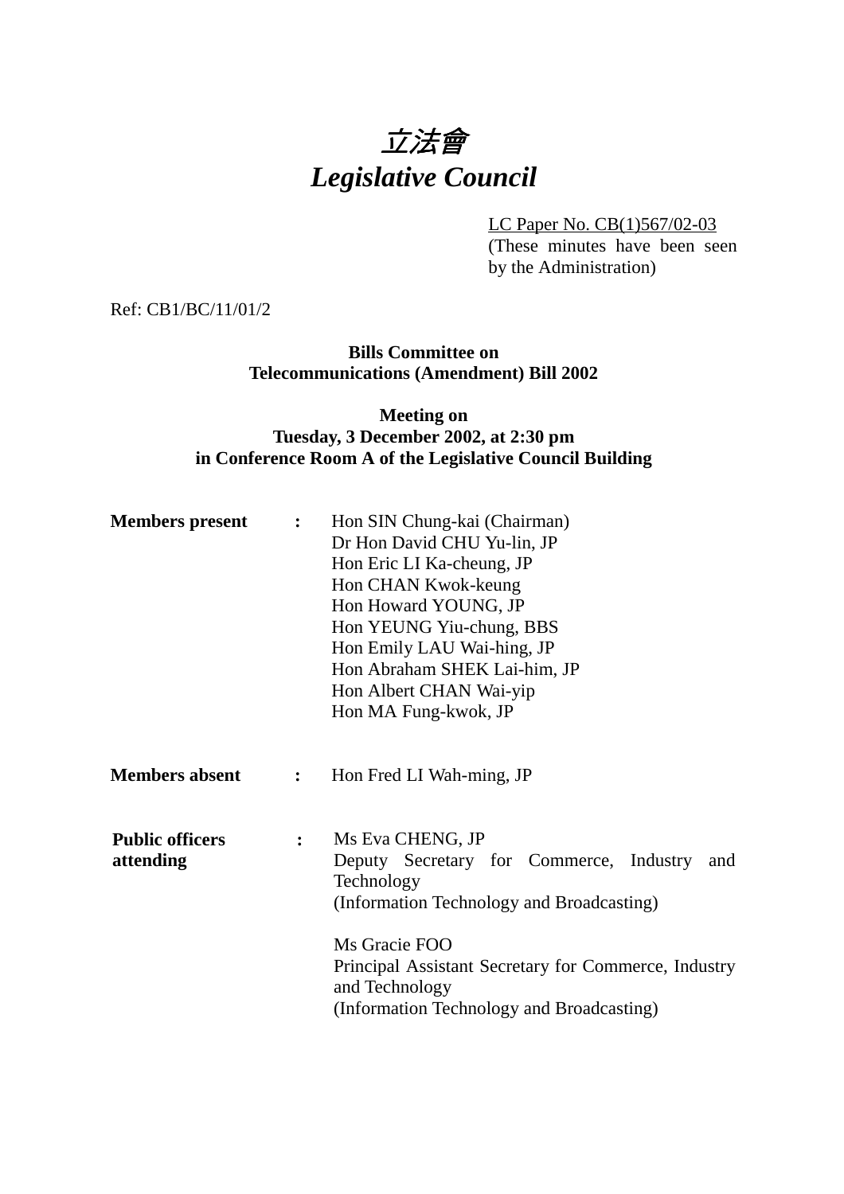# *立法會*
# *Legislative Council*

LC Paper No. CB(1)567/02-03
(These minutes have been seen by the Administration)

Ref: CB1/BC/11/01/2

**Bills Committee on**
**Telecommunications (Amendment) Bill 2002**

**Meeting on**
**Tuesday, 3 December 2002, at 2:30 pm**
**in Conference Room A of the Legislative Council Building**

**Members present** : Hon SIN Chung-kai (Chairman)
Dr Hon David CHU Yu-lin, JP
Hon Eric LI Ka-cheung, JP
Hon CHAN Kwok-keung
Hon Howard YOUNG, JP
Hon YEUNG Yiu-chung, BBS
Hon Emily LAU Wai-hing, JP
Hon Abraham SHEK Lai-him, JP
Hon Albert CHAN Wai-yip
Hon MA Fung-kwok, JP

**Members absent** : Hon Fred LI Wah-ming, JP

**Public officers attending** : Ms Eva CHENG, JP
Deputy Secretary for Commerce, Industry and Technology
(Information Technology and Broadcasting)

Ms Gracie FOO
Principal Assistant Secretary for Commerce, Industry and Technology
(Information Technology and Broadcasting)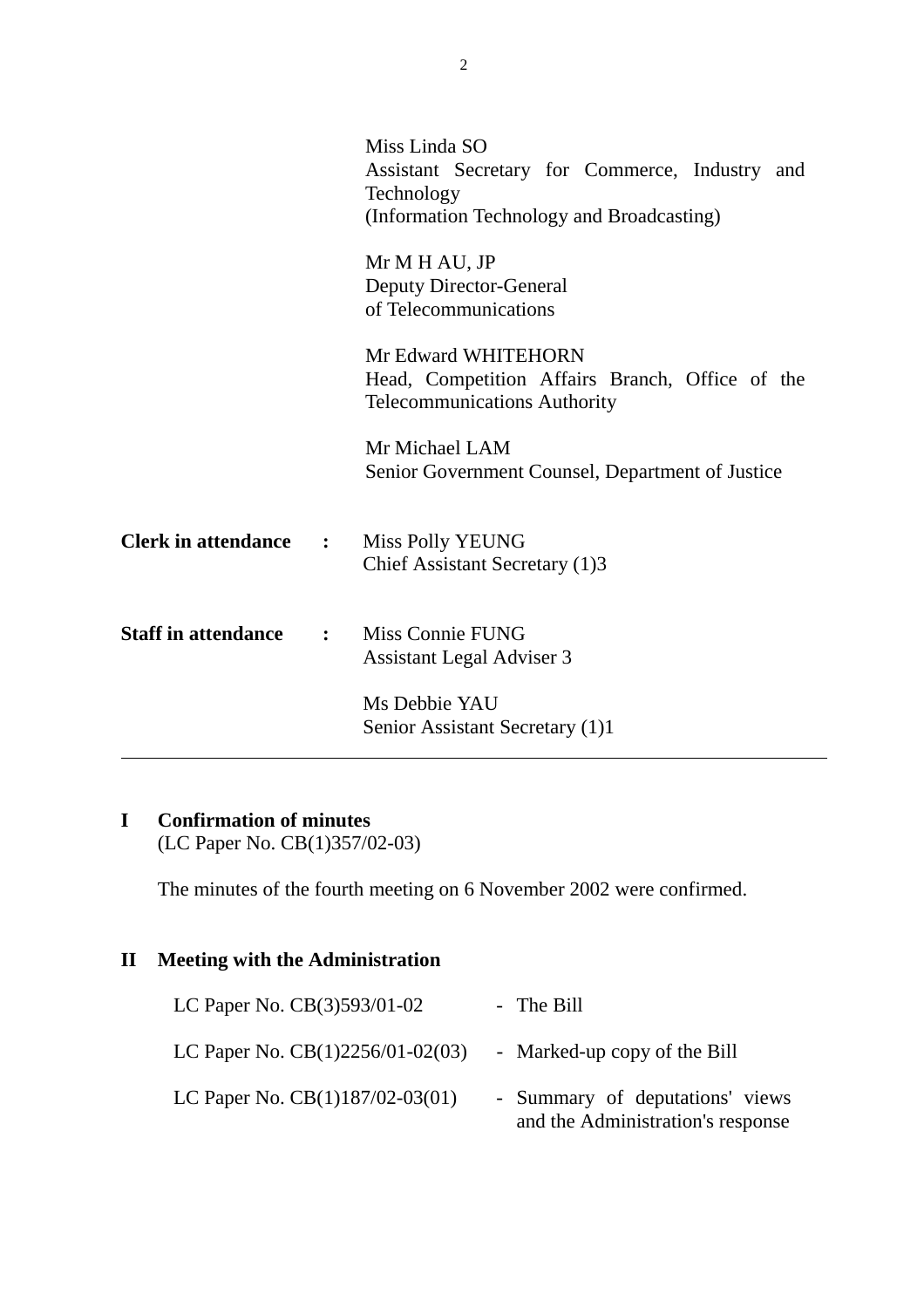Miss Linda SO
Assistant Secretary for Commerce, Industry and Technology
(Information Technology and Broadcasting)

Mr M H AU, JP
Deputy Director-General
of Telecommunications

Mr Edward WHITEHORN
Head, Competition Affairs Branch, Office of the Telecommunications Authority

Mr Michael LAM
Senior Government Counsel, Department of Justice

**Clerk in attendance :** Miss Polly YEUNG
Chief Assistant Secretary (1)3

**Staff in attendance :** Miss Connie FUNG
Assistant Legal Adviser 3

Ms Debbie YAU
Senior Assistant Secretary (1)1

---

## I Confirmation of minutes

(LC Paper No. CB(1)357/02-03)

The minutes of the fourth meeting on 6 November 2002 were confirmed.

## II Meeting with the Administration

| | |
|---|---|
| LC Paper No. CB(3)593/01-02 | - The Bill |
| LC Paper No. CB(1)2256/01-02(03) | - Marked-up copy of the Bill |
| LC Paper No. CB(1)187/02-03(01) | - Summary of deputations' views and the Administration's response |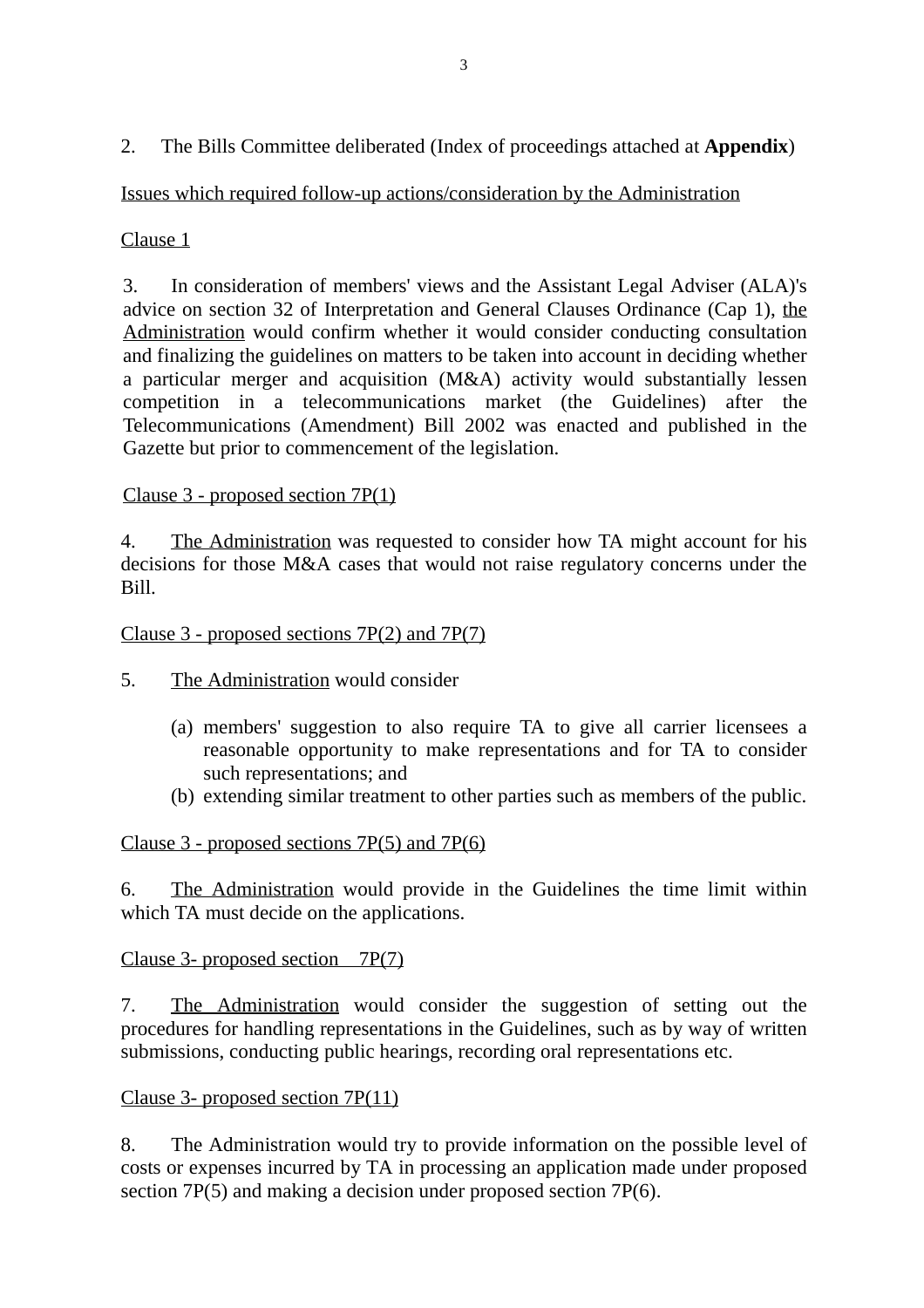2. The Bills Committee deliberated (Index of proceedings attached at **Appendix**)

<u>Issues which required follow-up actions/consideration by the Administration</u>

<u>Clause 1</u>

3. In consideration of members' views and the Assistant Legal Adviser (ALA)'s advice on section 32 of Interpretation and General Clauses Ordinance (Cap 1), <u>the Administration</u> would confirm whether it would consider conducting consultation and finalizing the guidelines on matters to be taken into account in deciding whether a particular merger and acquisition (M&A) activity would substantially lessen competition in a telecommunications market (the Guidelines) after the Telecommunications (Amendment) Bill 2002 was enacted and published in the Gazette but prior to commencement of the legislation.

<u>Clause 3 - proposed section 7P(1)</u>

4. <u>The Administration</u> was requested to consider how TA might account for his decisions for those M&A cases that would not raise regulatory concerns under the Bill.

<u>Clause 3 - proposed sections 7P(2) and 7P(7)</u>

5. <u>The Administration</u> would consider

(a) members' suggestion to also require TA to give all carrier licensees a reasonable opportunity to make representations and for TA to consider such representations; and
(b) extending similar treatment to other parties such as members of the public.

<u>Clause 3 - proposed sections 7P(5) and 7P(6)</u>

6. <u>The Administration</u> would provide in the Guidelines the time limit within which TA must decide on the applications.

<u>Clause 3- proposed section 7P(7)</u>

7. <u>The Administration</u> would consider the suggestion of setting out the procedures for handling representations in the Guidelines, such as by way of written submissions, conducting public hearings, recording oral representations etc.

<u>Clause 3- proposed section 7P(11)</u>

8. The Administration would try to provide information on the possible level of costs or expenses incurred by TA in processing an application made under proposed section 7P(5) and making a decision under proposed section 7P(6).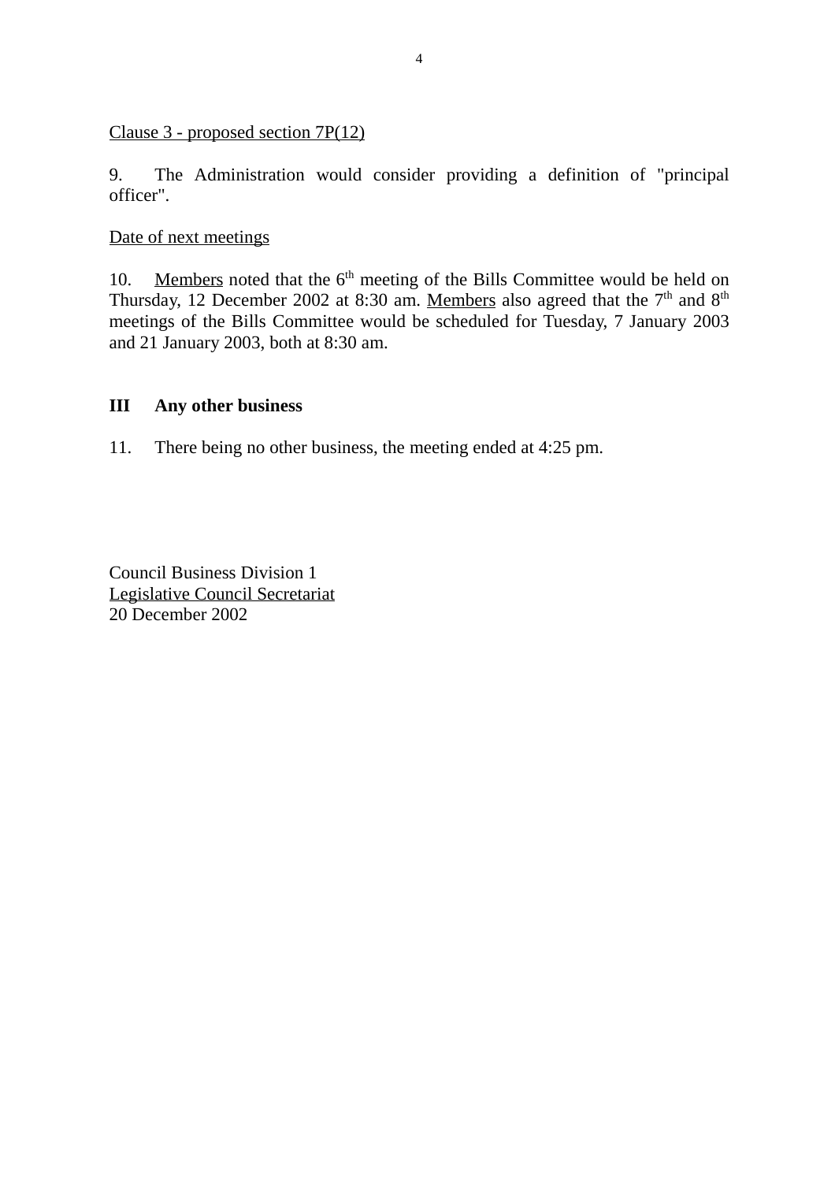Clause 3 - proposed section 7P(12)

9. The Administration would consider providing a definition of "principal officer".

Date of next meetings

10. Members noted that the 6th meeting of the Bills Committee would be held on Thursday, 12 December 2002 at 8:30 am. Members also agreed that the 7th and 8th meetings of the Bills Committee would be scheduled for Tuesday, 7 January 2003 and 21 January 2003, both at 8:30 am.

## III Any other business

11. There being no other business, the meeting ended at 4:25 pm.

Council Business Division 1
Legislative Council Secretariat
20 December 2002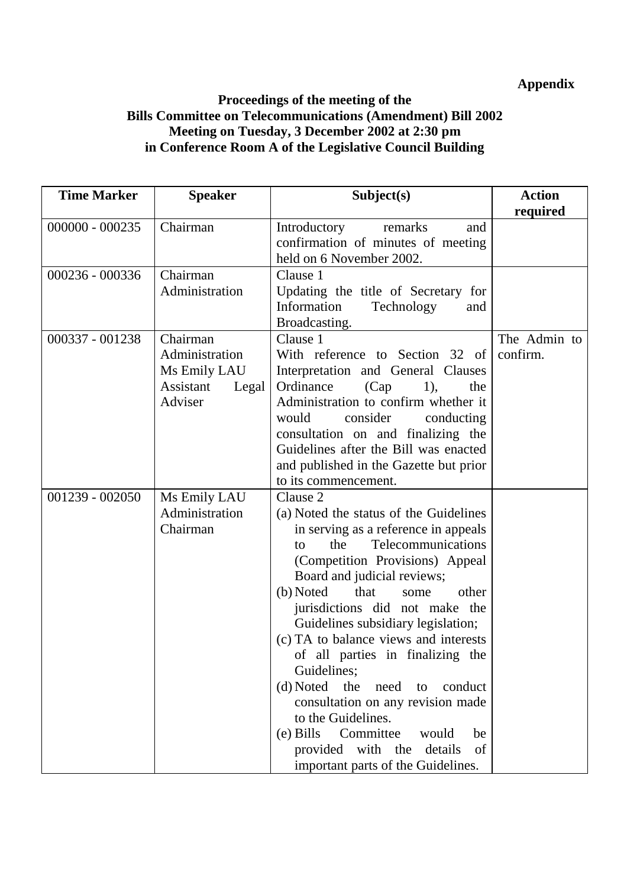**Appendix**

**Proceedings of the meeting of the**
**Bills Committee on Telecommunications (Amendment) Bill 2002**
**Meeting on Tuesday, 3 December 2002 at 2:30 pm**
**in Conference Room A of the Legislative Council Building**

| Time Marker | Speaker | Subject(s) | Action required |
|---|---|---|---|
| 000000 - 000235 | Chairman | Introductory remarks and confirmation of minutes of meeting held on 6 November 2002. | |
| 000236 - 000336 | Chairman<br>Administration | Clause 1<br>Updating the title of Secretary for Information Technology and Broadcasting. | |
| 000337 - 001238 | Chairman<br>Administration<br>Ms Emily LAU<br>Assistant Legal Adviser | Clause 1<br>With reference to Section 32 of Interpretation and General Clauses Ordinance (Cap 1), the Administration to confirm whether it would consider conducting consultation on and finalizing the Guidelines after the Bill was enacted and published in the Gazette but prior to its commencement. | The Admin to confirm. |
| 001239 - 002050 | Ms Emily LAU<br>Administration<br>Chairman | Clause 2<br>(a) Noted the status of the Guidelines in serving as a reference in appeals to the Telecommunications (Competition Provisions) Appeal Board and judicial reviews;<br>(b) Noted that some other jurisdictions did not make the Guidelines subsidiary legislation;<br>(c) TA to balance views and interests of all parties in finalizing the Guidelines;<br>(d) Noted the need to conduct consultation on any revision made to the Guidelines.<br>(e) Bills Committee would be provided with the details of important parts of the Guidelines. | |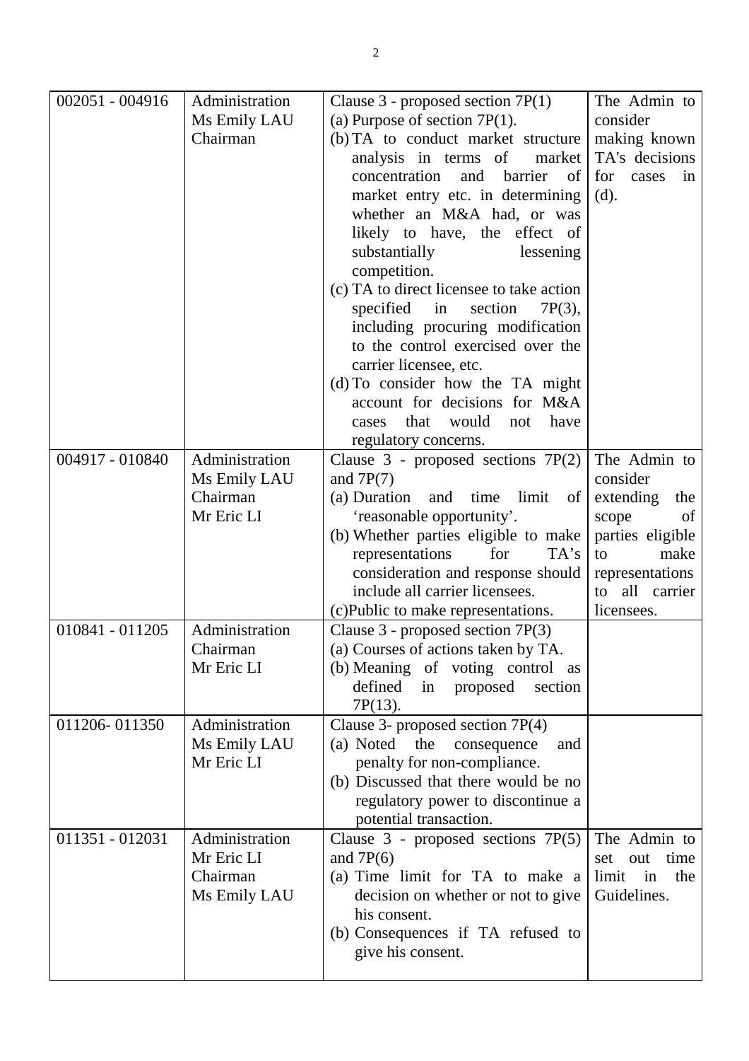| | | | |
|---|---|---|---|
| 002051 - 004916 | Administration<br>Ms Emily LAU<br>Chairman | Clause 3 - proposed section 7P(1)<br>(a) Purpose of section 7P(1).<br>(b) TA to conduct market structure analysis in terms of market concentration and barrier of market entry etc. in determining whether an M&A had, or was likely to have, the effect of substantially lessening competition.<br>(c) TA to direct licensee to take action specified in section 7P(3), including procuring modification to the control exercised over the carrier licensee, etc.<br>(d) To consider how the TA might account for decisions for M&A cases that would not have regulatory concerns. | The Admin to consider making known TA's decisions for cases in (d). |
| 004917 - 010840 | Administration<br>Ms Emily LAU<br>Chairman<br>Mr Eric LI | Clause 3 - proposed sections 7P(2) and 7P(7)<br>(a) Duration and time limit of 'reasonable opportunity'.<br>(b) Whether parties eligible to make representations for TA's consideration and response should include all carrier licensees.<br>(c) Public to make representations. | The Admin to consider extending the scope of parties eligible to make representations to all carrier licensees. |
| 010841 - 011205 | Administration<br>Chairman<br>Mr Eric LI | Clause 3 - proposed section 7P(3)<br>(a) Courses of actions taken by TA.<br>(b) Meaning of voting control as defined in proposed section 7P(13). | |
| 011206- 011350 | Administration<br>Ms Emily LAU<br>Mr Eric LI | Clause 3- proposed section 7P(4)<br>(a) Noted the consequence and penalty for non-compliance.<br>(b) Discussed that there would be no regulatory power to discontinue a potential transaction. | |
| 011351 - 012031 | Administration<br>Mr Eric LI<br>Chairman<br>Ms Emily LAU | Clause 3 - proposed sections 7P(5) and 7P(6)<br>(a) Time limit for TA to make a decision on whether or not to give his consent.<br>(b) Consequences if TA refused to give his consent. | The Admin to set out time limit in the Guidelines. |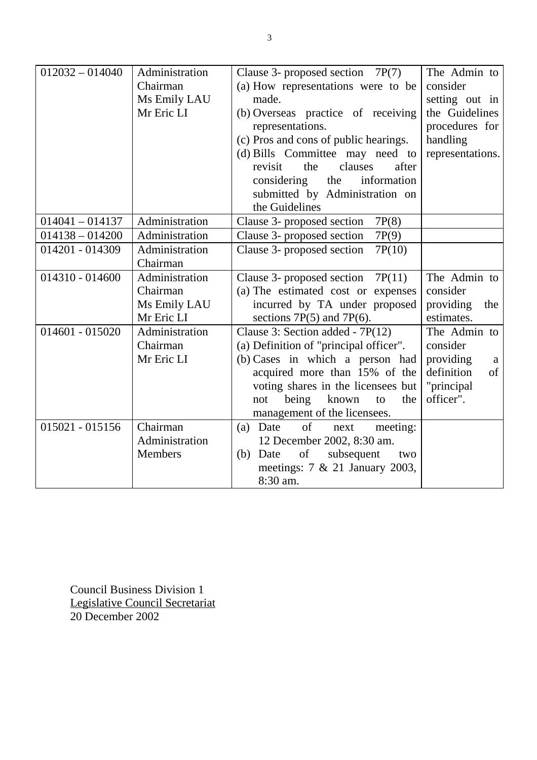| | | | |
|---|---|---|---|
| 012032 – 014040 | Administration<br>Chairman<br>Ms Emily LAU<br>Mr Eric LI | Clause 3- proposed section 7P(7)<br>(a) How representations were to be made.<br>(b) Overseas practice of receiving representations.<br>(c) Pros and cons of public hearings.<br>(d) Bills Committee may need to revisit the clauses after considering the information submitted by Administration on the Guidelines | The Admin to consider setting out in the Guidelines procedures for handling representations. |
| 014041 – 014137 | Administration | Clause 3- proposed section 7P(8) | |
| 014138 – 014200 | Administration | Clause 3- proposed section 7P(9) | |
| 014201 - 014309 | Administration<br>Chairman | Clause 3- proposed section 7P(10) | |
| 014310 - 014600 | Administration<br>Chairman<br>Ms Emily LAU<br>Mr Eric LI | Clause 3- proposed section 7P(11)<br>(a) The estimated cost or expenses incurred by TA under proposed sections 7P(5) and 7P(6). | The Admin to consider providing the estimates. |
| 014601 - 015020 | Administration<br>Chairman<br>Mr Eric LI | Clause 3: Section added - 7P(12)<br>(a) Definition of "principal officer".<br>(b) Cases in which a person had acquired more than 15% of the voting shares in the licensees but not being known to the management of the licensees. | The Admin to consider providing a definition of "principal officer". |
| 015021 - 015156 | Chairman<br>Administration<br>Members | (a) Date of next meeting: 12 December 2002, 8:30 am.<br>(b) Date of subsequent two meetings: 7 & 21 January 2003, 8:30 am. | |

Council Business Division 1
Legislative Council Secretariat
20 December 2002